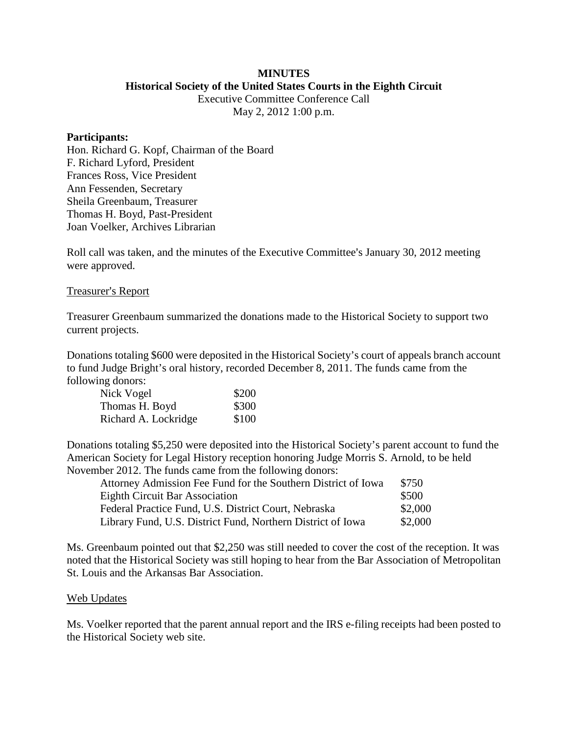**MINUTES**

**Historical Society of the United States Courts in the Eighth Circuit**

Executive Committee Conference Call

May 2, 2012 1:00 p.m.

**Participants:**

Hon. Richard G. Kopf, Chairman of the Board
F. Richard Lyford, President
Frances Ross, Vice President
Ann Fessenden, Secretary
Sheila Greenbaum, Treasurer
Thomas H. Boyd, Past-President
Joan Voelker, Archives Librarian

Roll call was taken, and the minutes of the Executive Committee's January 30, 2012 meeting were approved.

<u>Treasurer's Report</u>

Treasurer Greenbaum summarized the donations made to the Historical Society to support two current projects.

Donations totaling $600 were deposited in the Historical Society's court of appeals branch account to fund Judge Bright's oral history, recorded December 8, 2011. The funds came from the following donors:

| | |
|---|---|
| Nick Vogel | $200 |
| Thomas H. Boyd | $300 |
| Richard A. Lockridge | $100 |

Donations totaling $5,250 were deposited into the Historical Society's parent account to fund the American Society for Legal History reception honoring Judge Morris S. Arnold, to be held November 2012. The funds came from the following donors:

| | |
|---|---|
| Attorney Admission Fee Fund for the Southern District of Iowa | $750 |
| Eighth Circuit Bar Association | $500 |
| Federal Practice Fund, U.S. District Court, Nebraska | $2,000 |
| Library Fund, U.S. District Fund, Northern District of Iowa | $2,000 |

Ms. Greenbaum pointed out that $2,250 was still needed to cover the cost of the reception. It was noted that the Historical Society was still hoping to hear from the Bar Association of Metropolitan St. Louis and the Arkansas Bar Association.

<u>Web Updates</u>

Ms. Voelker reported that the parent annual report and the IRS e-filing receipts had been posted to the Historical Society web site.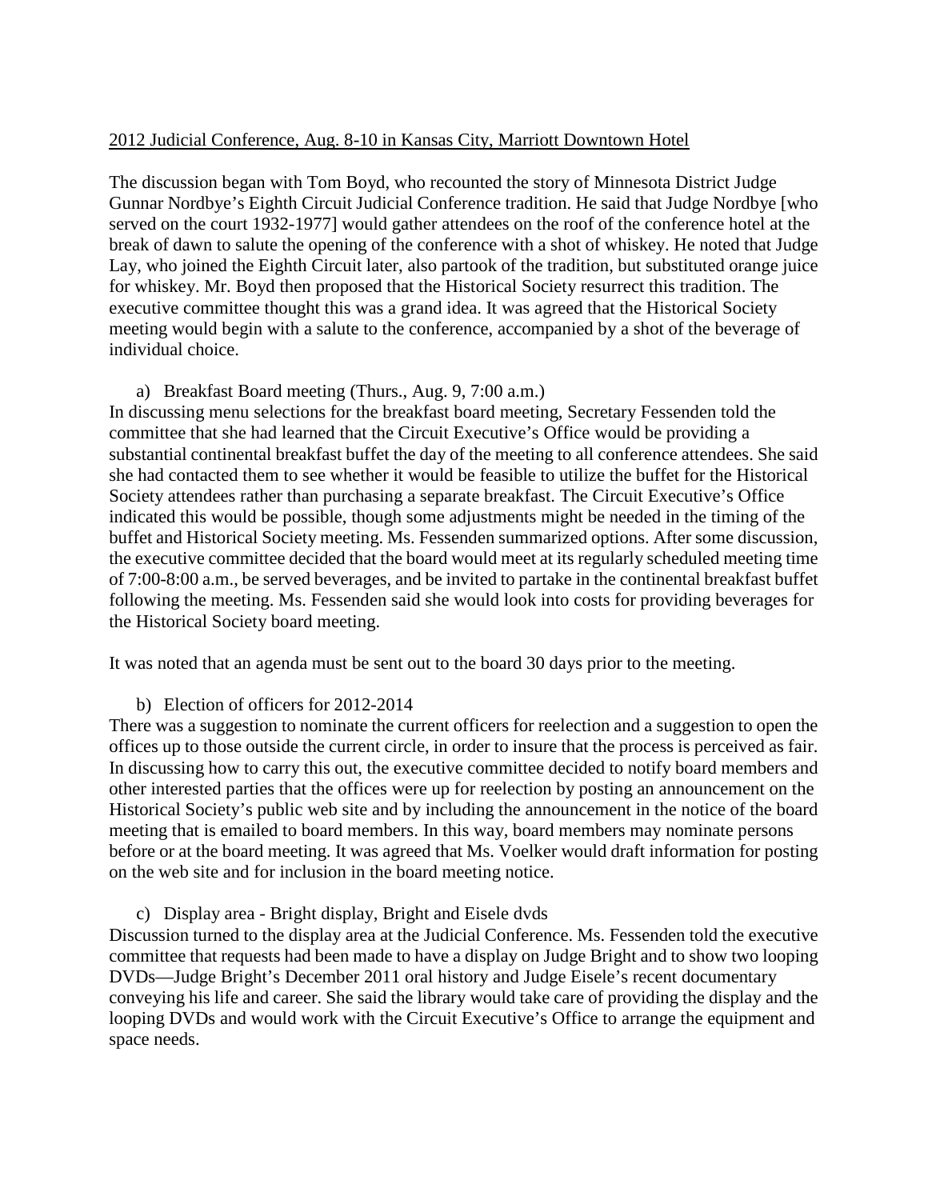<u>2012 Judicial Conference, Aug. 8-10 in Kansas City, Marriott Downtown Hotel</u>

The discussion began with Tom Boyd, who recounted the story of Minnesota District Judge Gunnar Nordbye's Eighth Circuit Judicial Conference tradition. He said that Judge Nordbye [who served on the court 1932-1977] would gather attendees on the roof of the conference hotel at the break of dawn to salute the opening of the conference with a shot of whiskey. He noted that Judge Lay, who joined the Eighth Circuit later, also partook of the tradition, but substituted orange juice for whiskey. Mr. Boyd then proposed that the Historical Society resurrect this tradition. The executive committee thought this was a grand idea. It was agreed that the Historical Society meeting would begin with a salute to the conference, accompanied by a shot of the beverage of individual choice.

a) Breakfast Board meeting (Thurs., Aug. 9, 7:00 a.m.)

In discussing menu selections for the breakfast board meeting, Secretary Fessenden told the committee that she had learned that the Circuit Executive's Office would be providing a substantial continental breakfast buffet the day of the meeting to all conference attendees. She said she had contacted them to see whether it would be feasible to utilize the buffet for the Historical Society attendees rather than purchasing a separate breakfast. The Circuit Executive's Office indicated this would be possible, though some adjustments might be needed in the timing of the buffet and Historical Society meeting. Ms. Fessenden summarized options. After some discussion, the executive committee decided that the board would meet at its regularly scheduled meeting time of 7:00-8:00 a.m., be served beverages, and be invited to partake in the continental breakfast buffet following the meeting. Ms. Fessenden said she would look into costs for providing beverages for the Historical Society board meeting.

It was noted that an agenda must be sent out to the board 30 days prior to the meeting.

b) Election of officers for 2012-2014

There was a suggestion to nominate the current officers for reelection and a suggestion to open the offices up to those outside the current circle, in order to insure that the process is perceived as fair. In discussing how to carry this out, the executive committee decided to notify board members and other interested parties that the offices were up for reelection by posting an announcement on the Historical Society's public web site and by including the announcement in the notice of the board meeting that is emailed to board members. In this way, board members may nominate persons before or at the board meeting. It was agreed that Ms. Voelker would draft information for posting on the web site and for inclusion in the board meeting notice.

c) Display area - Bright display, Bright and Eisele dvds

Discussion turned to the display area at the Judicial Conference. Ms. Fessenden told the executive committee that requests had been made to have a display on Judge Bright and to show two looping DVDs—Judge Bright's December 2011 oral history and Judge Eisele's recent documentary conveying his life and career. She said the library would take care of providing the display and the looping DVDs and would work with the Circuit Executive's Office to arrange the equipment and space needs.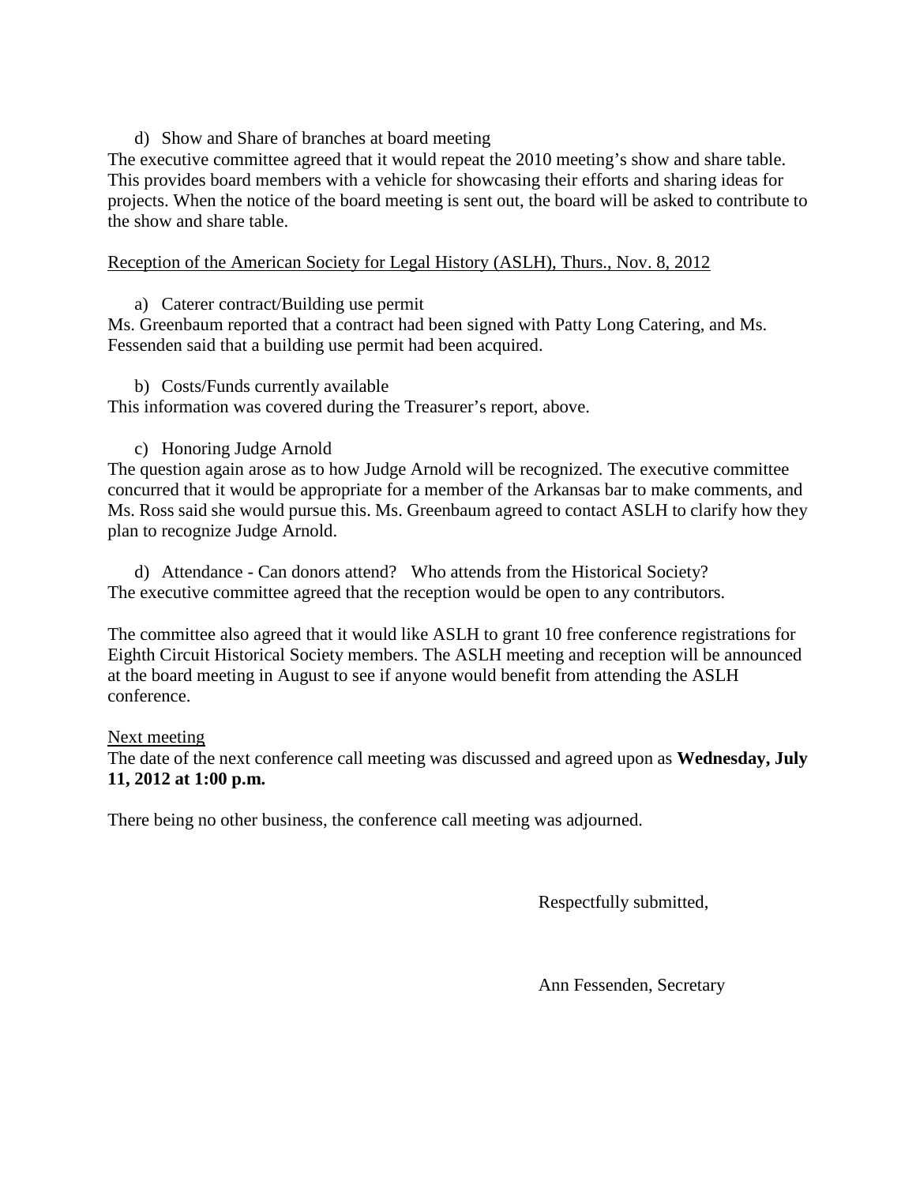d) Show and Share of branches at board meeting

The executive committee agreed that it would repeat the 2010 meeting's show and share table. This provides board members with a vehicle for showcasing their efforts and sharing ideas for projects. When the notice of the board meeting is sent out, the board will be asked to contribute to the show and share table.

<u>Reception of the American Society for Legal History (ASLH), Thurs., Nov. 8, 2012</u>

a) Caterer contract/Building use permit

Ms. Greenbaum reported that a contract had been signed with Patty Long Catering, and Ms. Fessenden said that a building use permit had been acquired.

b) Costs/Funds currently available

This information was covered during the Treasurer's report, above.

c) Honoring Judge Arnold

The question again arose as to how Judge Arnold will be recognized. The executive committee concurred that it would be appropriate for a member of the Arkansas bar to make comments, and Ms. Ross said she would pursue this. Ms. Greenbaum agreed to contact ASLH to clarify how they plan to recognize Judge Arnold.

d) Attendance - Can donors attend? Who attends from the Historical Society?

The executive committee agreed that the reception would be open to any contributors.

The committee also agreed that it would like ASLH to grant 10 free conference registrations for Eighth Circuit Historical Society members. The ASLH meeting and reception will be announced at the board meeting in August to see if anyone would benefit from attending the ASLH conference.

<u>Next meeting</u>

The date of the next conference call meeting was discussed and agreed upon as **Wednesday, July 11, 2012 at 1:00 p.m.**

There being no other business, the conference call meeting was adjourned.

Respectfully submitted,

Ann Fessenden, Secretary